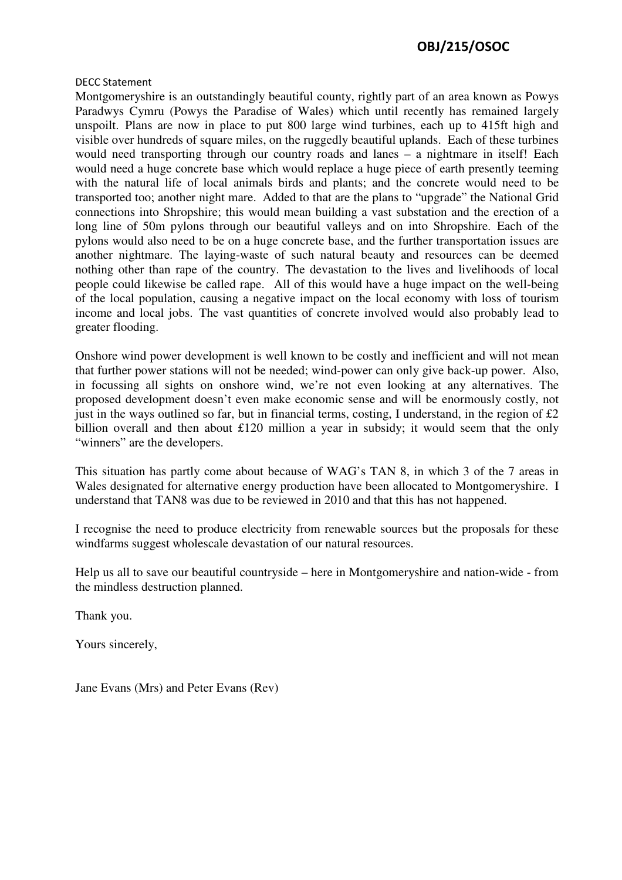**OBJ/215/OSOC**

DECC Statement

Montgomeryshire is an outstandingly beautiful county, rightly part of an area known as Powys Paradwys Cymru (Powys the Paradise of Wales) which until recently has remained largely unspoilt. Plans are now in place to put 800 large wind turbines, each up to 415ft high and visible over hundreds of square miles, on the ruggedly beautiful uplands. Each of these turbines would need transporting through our country roads and lanes – a nightmare in itself! Each would need a huge concrete base which would replace a huge piece of earth presently teeming with the natural life of local animals birds and plants; and the concrete would need to be transported too; another night mare. Added to that are the plans to "upgrade" the National Grid connections into Shropshire; this would mean building a vast substation and the erection of a long line of 50m pylons through our beautiful valleys and on into Shropshire. Each of the pylons would also need to be on a huge concrete base, and the further transportation issues are another nightmare. The laying-waste of such natural beauty and resources can be deemed nothing other than rape of the country. The devastation to the lives and livelihoods of local people could likewise be called rape. All of this would have a huge impact on the well-being of the local population, causing a negative impact on the local economy with loss of tourism income and local jobs. The vast quantities of concrete involved would also probably lead to greater flooding.

Onshore wind power development is well known to be costly and inefficient and will not mean that further power stations will not be needed; wind-power can only give back-up power. Also, in focussing all sights on onshore wind, we're not even looking at any alternatives. The proposed development doesn't even make economic sense and will be enormously costly, not just in the ways outlined so far, but in financial terms, costing, I understand, in the region of £2 billion overall and then about £120 million a year in subsidy; it would seem that the only "winners" are the developers.

This situation has partly come about because of WAG's TAN 8, in which 3 of the 7 areas in Wales designated for alternative energy production have been allocated to Montgomeryshire. I understand that TAN8 was due to be reviewed in 2010 and that this has not happened.

I recognise the need to produce electricity from renewable sources but the proposals for these windfarms suggest wholescale devastation of our natural resources.

Help us all to save our beautiful countryside – here in Montgomeryshire and nation-wide - from the mindless destruction planned.

Thank you.

Yours sincerely,

Jane Evans (Mrs) and Peter Evans (Rev)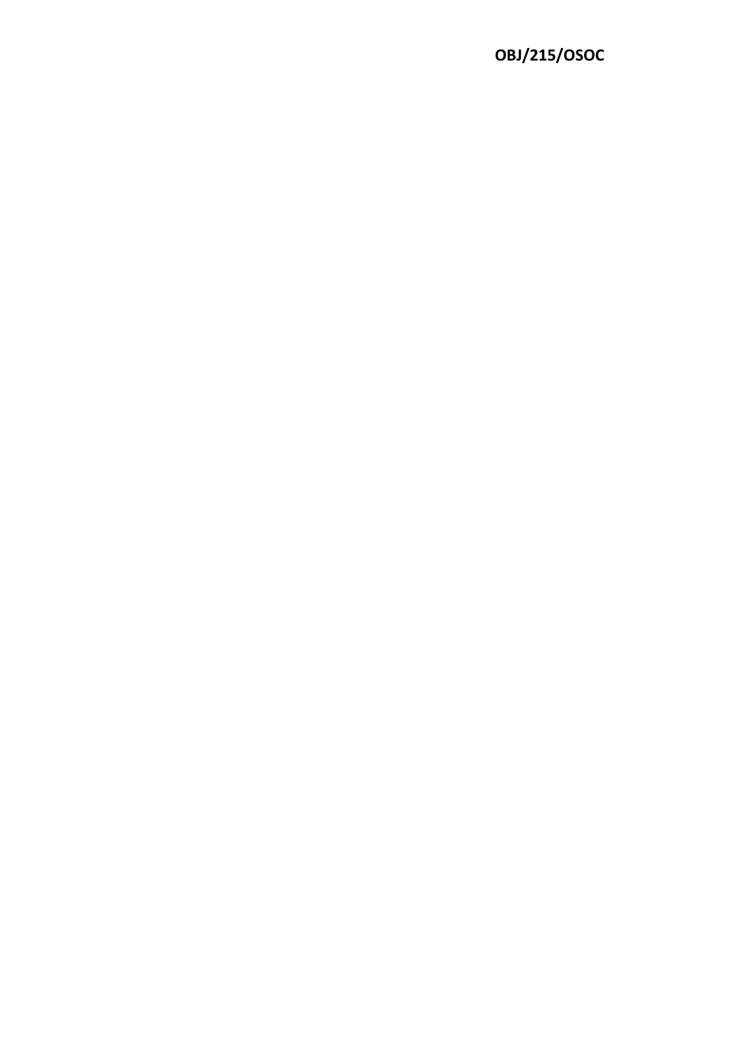**OBJ/215/OSOC**